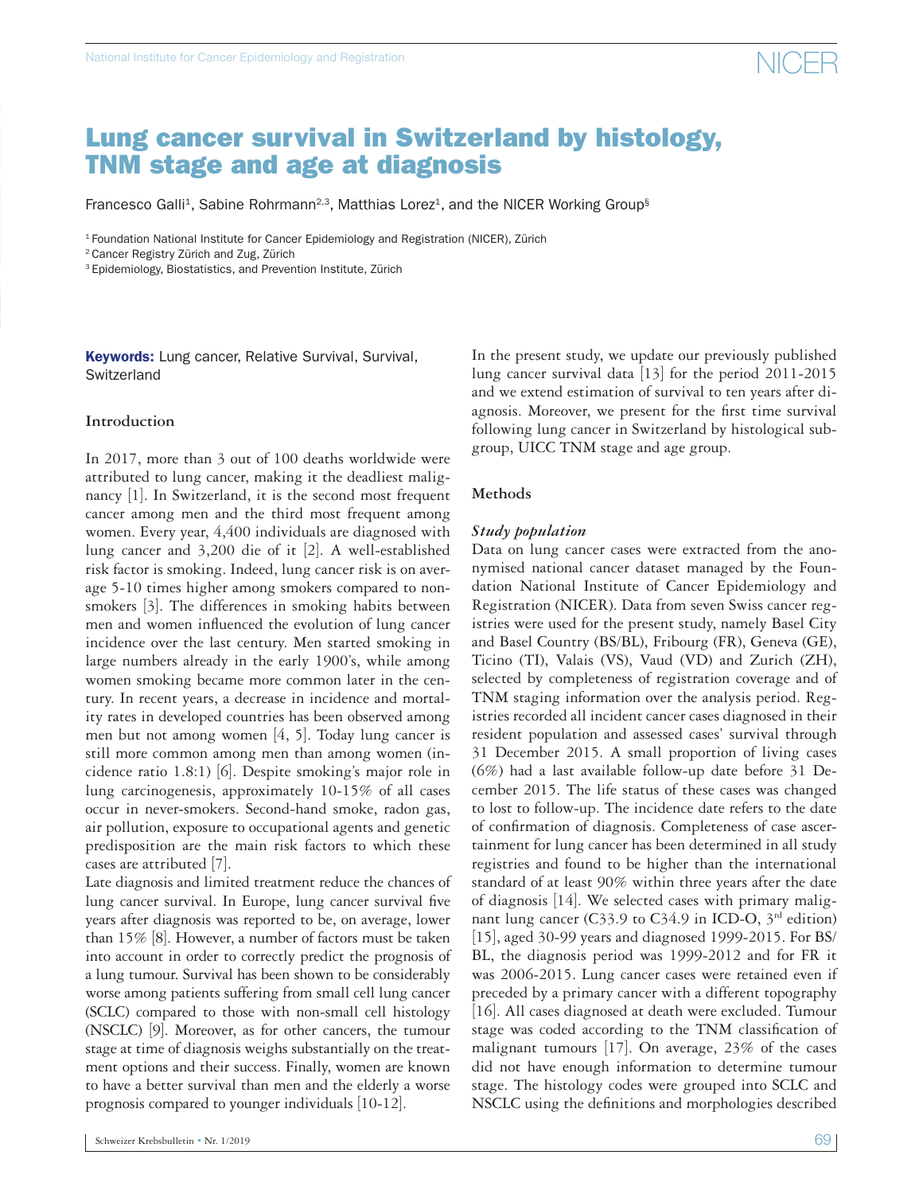# Lung cancer survival in Switzerland by histology, TNM stage and age at diagnosis

Francesco Galli[1], Sabine Rohrmann[2,3], Matthias Lorez[1], and the NICER Working Group[§]

[1] Foundation National Institute for Cancer Epidemiology and Registration (NICER), Zürich

[2] Cancer Registry Zürich and Zug, Zürich

[3] Epidemiology, Biostatistics, and Prevention Institute, Zürich

**Keywords:** Lung cancer, Relative Survival, Survival, Switzerland

## Introduction

In 2017, more than 3 out of 100 deaths worldwide were attributed to lung cancer, making it the deadliest malignancy [1]. In Switzerland, it is the second most frequent cancer among men and the third most frequent among women. Every year, 4,400 individuals are diagnosed with lung cancer and 3,200 die of it [2]. A well-established risk factor is smoking. Indeed, lung cancer risk is on average 5-10 times higher among smokers compared to non-smokers [3]. The differences in smoking habits between men and women influenced the evolution of lung cancer incidence over the last century. Men started smoking in large numbers already in the early 1900's, while among women smoking became more common later in the century. In recent years, a decrease in incidence and mortality rates in developed countries has been observed among men but not among women [4, 5]. Today lung cancer is still more common among men than among women (incidence ratio 1.8:1) [6]. Despite smoking's major role in lung carcinogenesis, approximately 10-15% of all cases occur in never-smokers. Second-hand smoke, radon gas, air pollution, exposure to occupational agents and genetic predisposition are the main risk factors to which these cases are attributed [7].

Late diagnosis and limited treatment reduce the chances of lung cancer survival. In Europe, lung cancer survival five years after diagnosis was reported to be, on average, lower than 15% [8]. However, a number of factors must be taken into account in order to correctly predict the prognosis of a lung tumour. Survival has been shown to be considerably worse among patients suffering from small cell lung cancer (SCLC) compared to those with non-small cell histology (NSCLC) [9]. Moreover, as for other cancers, the tumour stage at time of diagnosis weighs substantially on the treatment options and their success. Finally, women are known to have a better survival than men and the elderly a worse prognosis compared to younger individuals [10-12].

In the present study, we update our previously published lung cancer survival data [13] for the period 2011-2015 and we extend estimation of survival to ten years after diagnosis. Moreover, we present for the first time survival following lung cancer in Switzerland by histological subgroup, UICC TNM stage and age group.

## Methods

### *Study population*

Data on lung cancer cases were extracted from the anonymised national cancer dataset managed by the Foundation National Institute of Cancer Epidemiology and Registration (NICER). Data from seven Swiss cancer registries were used for the present study, namely Basel City and Basel Country (BS/BL), Fribourg (FR), Geneva (GE), Ticino (TI), Valais (VS), Vaud (VD) and Zurich (ZH), selected by completeness of registration coverage and of TNM staging information over the analysis period. Registries recorded all incident cancer cases diagnosed in their resident population and assessed cases' survival through 31 December 2015. A small proportion of living cases (6%) had a last available follow-up date before 31 December 2015. The life status of these cases was changed to lost to follow-up. The incidence date refers to the date of confirmation of diagnosis. Completeness of case ascertainment for lung cancer has been determined in all study registries and found to be higher than the international standard of at least 90% within three years after the date of diagnosis [14]. We selected cases with primary malignant lung cancer (C33.9 to C34.9 in ICD-O, 3[rd] edition) [15], aged 30-99 years and diagnosed 1999-2015. For BS/BL, the diagnosis period was 1999-2012 and for FR it was 2006-2015. Lung cancer cases were retained even if preceded by a primary cancer with a different topography [16]. All cases diagnosed at death were excluded. Tumour stage was coded according to the TNM classification of malignant tumours [17]. On average, 23% of the cases did not have enough information to determine tumour stage. The histology codes were grouped into SCLC and NSCLC using the definitions and morphologies described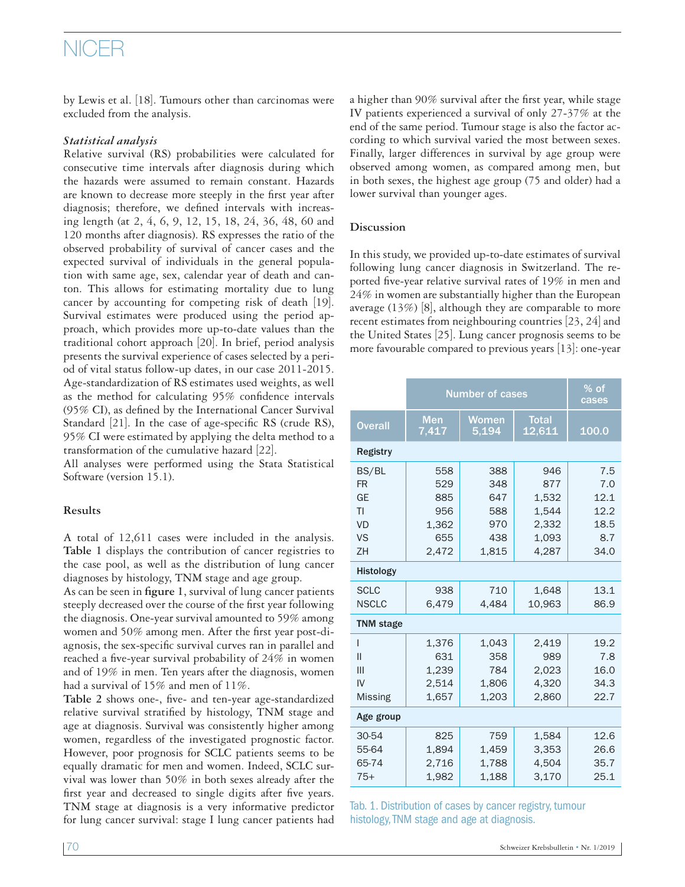by Lewis et al. [18]. Tumours other than carcinomas were excluded from the analysis.

### *Statistical analysis*

Relative survival (RS) probabilities were calculated for consecutive time intervals after diagnosis during which the hazards were assumed to remain constant. Hazards are known to decrease more steeply in the first year after diagnosis; therefore, we defined intervals with increasing length (at 2, 4, 6, 9, 12, 15, 18, 24, 36, 48, 60 and 120 months after diagnosis). RS expresses the ratio of the observed probability of survival of cancer cases and the expected survival of individuals in the general population with same age, sex, calendar year of death and canton. This allows for estimating mortality due to lung cancer by accounting for competing risk of death [19]. Survival estimates were produced using the period approach, which provides more up-to-date values than the traditional cohort approach [20]. In brief, period analysis presents the survival experience of cases selected by a period of vital status follow-up dates, in our case 2011-2015. Age-standardization of RS estimates used weights, as well as the method for calculating 95% confidence intervals (95% CI), as defined by the International Cancer Survival Standard [21]. In the case of age-specific RS (crude RS), 95% CI were estimated by applying the delta method to a transformation of the cumulative hazard [22].

All analyses were performed using the Stata Statistical Software (version 15.1).

## Results

A total of 12,611 cases were included in the analysis. **Table** 1 displays the contribution of cancer registries to the case pool, as well as the distribution of lung cancer diagnoses by histology, TNM stage and age group.

As can be seen in **figure** 1, survival of lung cancer patients steeply decreased over the course of the first year following the diagnosis. One-year survival amounted to 59% among women and 50% among men. After the first year post-diagnosis, the sex-specific survival curves ran in parallel and reached a five-year survival probability of 24% in women and of 19% in men. Ten years after the diagnosis, women had a survival of 15% and men of 11%.

**Table** 2 shows one-, five- and ten-year age-standardized relative survival stratified by histology, TNM stage and age at diagnosis. Survival was consistently higher among women, regardless of the investigated prognostic factor. However, poor prognosis for SCLC patients seems to be equally dramatic for men and women. Indeed, SCLC survival was lower than 50% in both sexes already after the first year and decreased to single digits after five years. TNM stage at diagnosis is a very informative predictor for lung cancer survival: stage I lung cancer patients had a higher than 90% survival after the first year, while stage IV patients experienced a survival of only 27-37% at the end of the same period. Tumour stage is also the factor according to which survival varied the most between sexes. Finally, larger differences in survival by age group were observed among women, as compared among men, but in both sexes, the highest age group (75 and older) had a lower survival than younger ages.

## Discussion

In this study, we provided up-to-date estimates of survival following lung cancer diagnosis in Switzerland. The reported five-year relative survival rates of 19% in men and 24% in women are substantially higher than the European average (13%) [8], although they are comparable to more recent estimates from neighbouring countries [23, 24] and the United States [25]. Lung cancer prognosis seems to be more favourable compared to previous years [13]: one-year

| | Number of cases | | | % of cases |
|---|---|---|---|---|
| **Overall** | **Men 7,417** | **Women 5,194** | **Total 12,611** | **100.0** |
| **Registry** | | | | |
| BS/BL | 558 | 388 | 946 | 7.5 |
| FR | 529 | 348 | 877 | 7.0 |
| GE | 885 | 647 | 1,532 | 12.1 |
| TI | 956 | 588 | 1,544 | 12.2 |
| VD | 1,362 | 970 | 2,332 | 18.5 |
| VS | 655 | 438 | 1,093 | 8.7 |
| ZH | 2,472 | 1,815 | 4,287 | 34.0 |
| **Histology** | | | | |
| SCLC | 938 | 710 | 1,648 | 13.1 |
| NSCLC | 6,479 | 4,484 | 10,963 | 86.9 |
| **TNM stage** | | | | |
| I | 1,376 | 1,043 | 2,419 | 19.2 |
| II | 631 | 358 | 989 | 7.8 |
| III | 1,239 | 784 | 2,023 | 16.0 |
| IV | 2,514 | 1,806 | 4,320 | 34.3 |
| Missing | 1,657 | 1,203 | 2,860 | 22.7 |
| **Age group** | | | | |
| 30-54 | 825 | 759 | 1,584 | 12.6 |
| 55-64 | 1,894 | 1,459 | 3,353 | 26.6 |
| 65-74 | 2,716 | 1,788 | 4,504 | 35.7 |
| 75+ | 1,982 | 1,188 | 3,170 | 25.1 |

Tab. 1. Distribution of cases by cancer registry, tumour histology, TNM stage and age at diagnosis.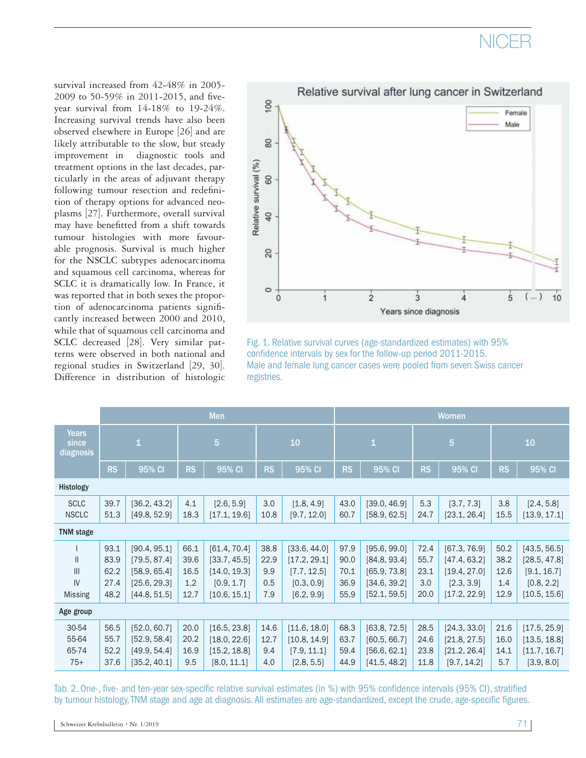survival increased from 42-48% in 2005-2009 to 50-59% in 2011-2015, and five-year survival from 14-18% to 19-24%. Increasing survival trends have also been observed elsewhere in Europe [26] and are likely attributable to the slow, but steady improvement in diagnostic tools and treatment options in the last decades, particularly in the areas of adjuvant therapy following tumour resection and redefinition of therapy options for advanced neoplasms [27]. Furthermore, overall survival may have benefitted from a shift towards tumour histologies with more favourable prognosis. Survival is much higher for the NSCLC subtypes adenocarcinoma and squamous cell carcinoma, whereas for SCLC it is dramatically low. In France, it was reported that in both sexes the proportion of adenocarcinoma patients significantly increased between 2000 and 2010, while that of squamous cell carcinoma and SCLC decreased [28]. Very similar patterns were observed in both national and regional studies in Switzerland [29, 30]. Difference in distribution of histologic

Fig. 1. Relative survival curves (age-standardized estimates) with 95% confidence intervals by sex for the follow-up period 2011-2015. Male and female lung cancer cases were pooled from seven Swiss cancer registries.

| | Men | | | | | | Women | | | | | |
|---|---|---|---|---|---|---|---|---|---|---|---|---|
| Years since diagnosis | 1 | | 5 | | 10 | | 1 | | 5 | | 10 | |
| | RS | 95% CI | RS | 95% CI | RS | 95% CI | RS | 95% CI | RS | 95% CI | RS | 95% CI |
| **Histology** | | | | | | | | | | | | |
| SCLC | 39.7 | [36.2, 43.2] | 4.1 | [2.6, 5.9] | 3.0 | [1.8, 4.9] | 43.0 | [39.0, 46.9] | 5.3 | [3.7, 7.3] | 3.8 | [2.4, 5.8] |
| NSCLC | 51.3 | [49.8, 52.9] | 18.3 | [17.1, 19.6] | 10.8 | [9.7, 12.0] | 60.7 | [58.9, 62.5] | 24.7 | [23.1, 26.4] | 15.5 | [13.9, 17.1] |
| **TNM stage** | | | | | | | | | | | | |
| I | 93.1 | [90.4, 95.1] | 66.1 | [61.4, 70.4] | 38.8 | [33.6, 44.0] | 97.9 | [95.6, 99.0] | 72.4 | [67.3, 76.9] | 50.2 | [43.5, 56.5] |
| II | 83.9 | [79.5, 87.4] | 39.6 | [33.7, 45.5] | 22.9 | [17.2, 29.1] | 90.0 | [84.8, 93.4] | 55.7 | [47.4, 63.2] | 38.2 | [28.5, 47.8] |
| III | 62.2 | [58.9, 65.4] | 16.5 | [14.0, 19.3] | 9.9 | [7.7, 12.5] | 70.1 | [65.9, 73.8] | 23.1 | [19.4, 27.0] | 12.6 | [9.1, 16.7] |
| IV | 27.4 | [25.6, 29.3] | 1.2 | [0.9, 1.7] | 0.5 | [0.3, 0.9] | 36.9 | [34.6, 39.2] | 3.0 | [2.3, 3.9] | 1.4 | [0.8, 2.2] |
| Missing | 48.2 | [44.8, 51.5] | 12.7 | [10.6, 15.1] | 7.9 | [6.2, 9.9] | 55.9 | [52.1, 59.5] | 20.0 | [17.2, 22.9] | 12.9 | [10.5, 15.6] |
| **Age group** | | | | | | | | | | | | |
| 30-54 | 56.5 | [52.0, 60.7] | 20.0 | [16.5, 23.8] | 14.6 | [11.6, 18.0] | 68.3 | [63.8, 72.5] | 28.5 | [24.3, 33.0] | 21.6 | [17.5, 25.9] |
| 55-64 | 55.7 | [52.9, 58.4] | 20.2 | [18.0, 22.6] | 12.7 | [10.8, 14.9] | 63.7 | [60.5, 66.7] | 24.6 | [21.8, 27.5] | 16.0 | [13.5, 18.8] |
| 65-74 | 52.2 | [49.9, 54.4] | 16.9 | [15.2, 18.8] | 9.4 | [7.9, 11.1] | 59.4 | [56.6, 62.1] | 23.8 | [21.2, 26.4] | 14.1 | [11.7, 16.7] |
| 75+ | 37.6 | [35.2, 40.1] | 9.5 | [8.0, 11.1] | 4.0 | [2.8, 5.5] | 44.9 | [41.5, 48.2] | 11.8 | [9.7, 14.2] | 5.7 | [3.9, 8.0] |

Tab. 2. One-, five- and ten-year sex-specific relative survival estimates (in %) with 95% confidence intervals (95% CI), stratified by tumour histology, TNM stage and age at diagnosis. All estimates are age-standardized, except the crude, age-specific figures.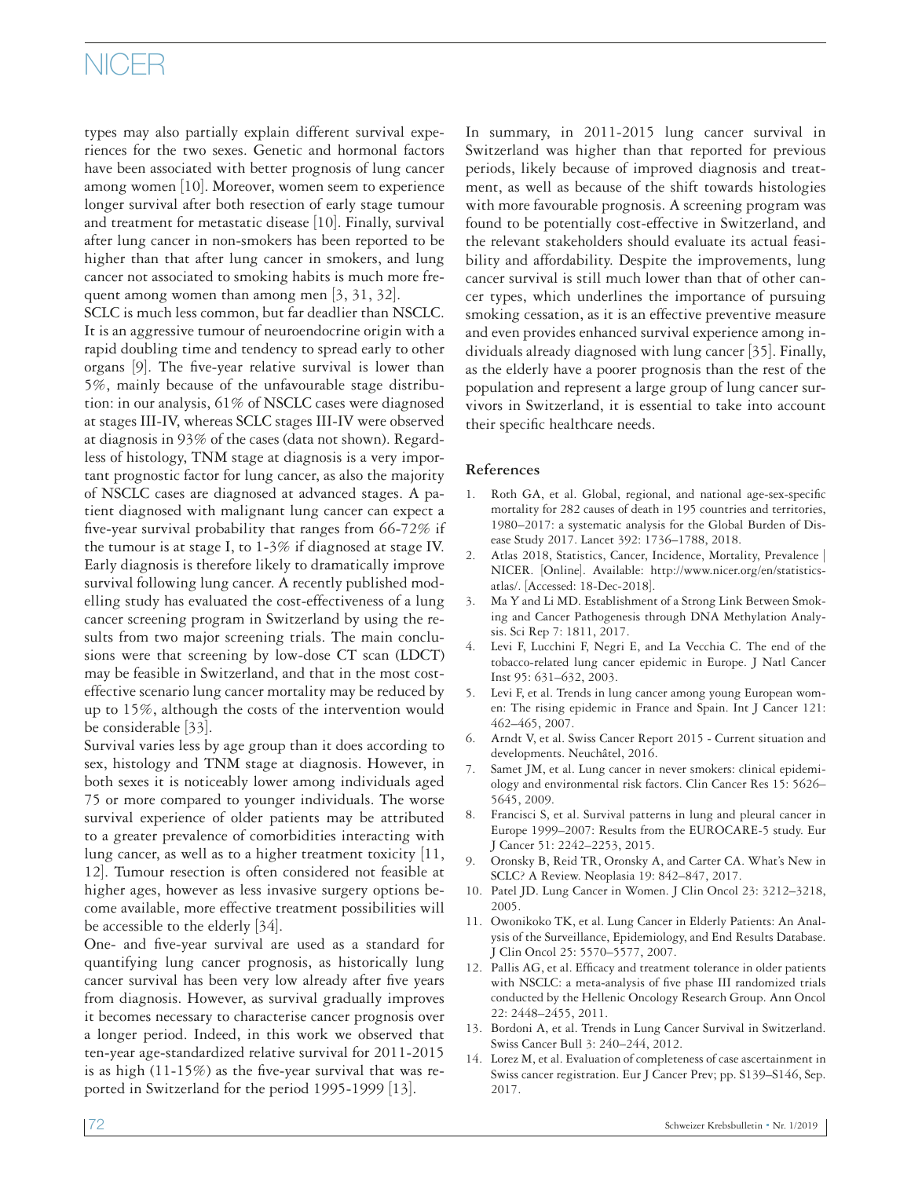types may also partially explain different survival experiences for the two sexes. Genetic and hormonal factors have been associated with better prognosis of lung cancer among women [10]. Moreover, women seem to experience longer survival after both resection of early stage tumour and treatment for metastatic disease [10]. Finally, survival after lung cancer in non-smokers has been reported to be higher than that after lung cancer in smokers, and lung cancer not associated to smoking habits is much more frequent among women than among men [3, 31, 32].

SCLC is much less common, but far deadlier than NSCLC. It is an aggressive tumour of neuroendocrine origin with a rapid doubling time and tendency to spread early to other organs [9]. The five-year relative survival is lower than 5%, mainly because of the unfavourable stage distribution: in our analysis, 61% of NSCLC cases were diagnosed at stages III-IV, whereas SCLC stages III-IV were observed at diagnosis in 93% of the cases (data not shown). Regardless of histology, TNM stage at diagnosis is a very important prognostic factor for lung cancer, as also the majority of NSCLC cases are diagnosed at advanced stages. A patient diagnosed with malignant lung cancer can expect a five-year survival probability that ranges from 66-72% if the tumour is at stage I, to 1-3% if diagnosed at stage IV. Early diagnosis is therefore likely to dramatically improve survival following lung cancer. A recently published modelling study has evaluated the cost-effectiveness of a lung cancer screening program in Switzerland by using the results from two major screening trials. The main conclusions were that screening by low-dose CT scan (LDCT) may be feasible in Switzerland, and that in the most cost-effective scenario lung cancer mortality may be reduced by up to 15%, although the costs of the intervention would be considerable [33].

Survival varies less by age group than it does according to sex, histology and TNM stage at diagnosis. However, in both sexes it is noticeably lower among individuals aged 75 or more compared to younger individuals. The worse survival experience of older patients may be attributed to a greater prevalence of comorbidities interacting with lung cancer, as well as to a higher treatment toxicity [11, 12]. Tumour resection is often considered not feasible at higher ages, however as less invasive surgery options become available, more effective treatment possibilities will be accessible to the elderly [34].

One- and five-year survival are used as a standard for quantifying lung cancer prognosis, as historically lung cancer survival has been very low already after five years from diagnosis. However, as survival gradually improves it becomes necessary to characterise cancer prognosis over a longer period. Indeed, in this work we observed that ten-year age-standardized relative survival for 2011-2015 is as high (11-15%) as the five-year survival that was reported in Switzerland for the period 1995-1999 [13].

In summary, in 2011-2015 lung cancer survival in Switzerland was higher than that reported for previous periods, likely because of improved diagnosis and treatment, as well as because of the shift towards histologies with more favourable prognosis. A screening program was found to be potentially cost-effective in Switzerland, and the relevant stakeholders should evaluate its actual feasibility and affordability. Despite the improvements, lung cancer survival is still much lower than that of other cancer types, which underlines the importance of pursuing smoking cessation, as it is an effective preventive measure and even provides enhanced survival experience among individuals already diagnosed with lung cancer [35]. Finally, as the elderly have a poorer prognosis than the rest of the population and represent a large group of lung cancer survivors in Switzerland, it is essential to take into account their specific healthcare needs.

## References

1. Roth GA, et al. Global, regional, and national age-sex-specific mortality for 282 causes of death in 195 countries and territories, 1980–2017: a systematic analysis for the Global Burden of Disease Study 2017. Lancet 392: 1736–1788, 2018.
2. Atlas 2018, Statistics, Cancer, Incidence, Mortality, Prevalence | NICER. [Online]. Available: http://www.nicer.org/en/statistics-atlas/. [Accessed: 18-Dec-2018].
3. Ma Y and Li MD. Establishment of a Strong Link Between Smoking and Cancer Pathogenesis through DNA Methylation Analysis. Sci Rep 7: 1811, 2017.
4. Levi F, Lucchini F, Negri E, and La Vecchia C. The end of the tobacco-related lung cancer epidemic in Europe. J Natl Cancer Inst 95: 631–632, 2003.
5. Levi F, et al. Trends in lung cancer among young European women: The rising epidemic in France and Spain. Int J Cancer 121: 462–465, 2007.
6. Arndt V, et al. Swiss Cancer Report 2015 - Current situation and developments. Neuchâtel, 2016.
7. Samet JM, et al. Lung cancer in never smokers: clinical epidemiology and environmental risk factors. Clin Cancer Res 15: 5626–5645, 2009.
8. Francisci S, et al. Survival patterns in lung and pleural cancer in Europe 1999–2007: Results from the EUROCARE-5 study. Eur J Cancer 51: 2242–2253, 2015.
9. Oronsky B, Reid TR, Oronsky A, and Carter CA. What's New in SCLC? A Review. Neoplasia 19: 842–847, 2017.
10. Patel JD. Lung Cancer in Women. J Clin Oncol 23: 3212–3218, 2005.
11. Owonikoko TK, et al. Lung Cancer in Elderly Patients: An Analysis of the Surveillance, Epidemiology, and End Results Database. J Clin Oncol 25: 5570–5577, 2007.
12. Pallis AG, et al. Efficacy and treatment tolerance in older patients with NSCLC: a meta-analysis of five phase III randomized trials conducted by the Hellenic Oncology Research Group. Ann Oncol 22: 2448–2455, 2011.
13. Bordoni A, et al. Trends in Lung Cancer Survival in Switzerland. Swiss Cancer Bull 3: 240–244, 2012.
14. Lorez M, et al. Evaluation of completeness of case ascertainment in Swiss cancer registration. Eur J Cancer Prev; pp. S139–S146, Sep. 2017.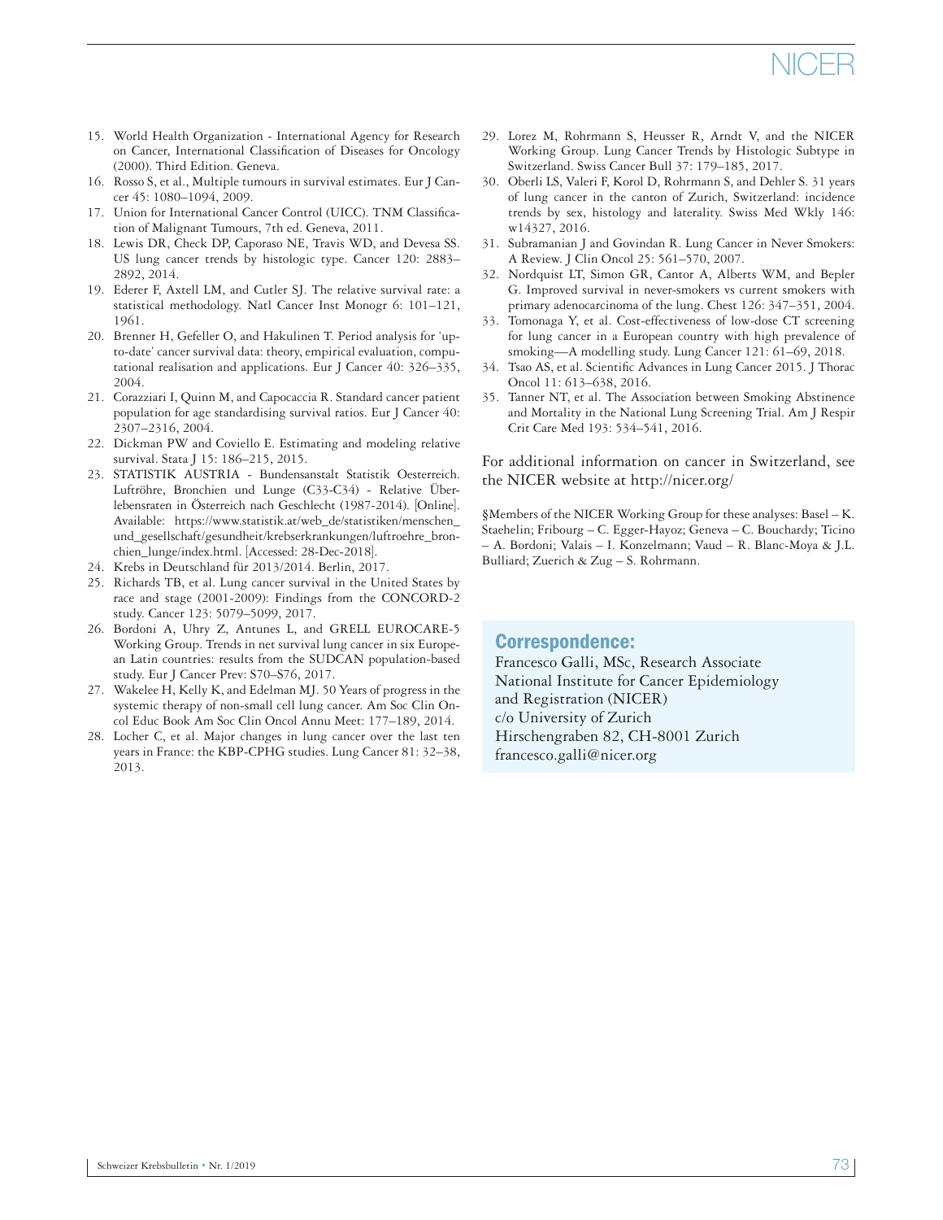15. World Health Organization - International Agency for Research on Cancer, International Classification of Diseases for Oncology (2000). Third Edition. Geneva.
16. Rosso S, et al., Multiple tumours in survival estimates. Eur J Cancer 45: 1080–1094, 2009.
17. Union for International Cancer Control (UICC). TNM Classification of Malignant Tumours, 7th ed. Geneva, 2011.
18. Lewis DR, Check DP, Caporaso NE, Travis WD, and Devesa SS. US lung cancer trends by histologic type. Cancer 120: 2883–2892, 2014.
19. Ederer F, Axtell LM, and Cutler SJ. The relative survival rate: a statistical methodology. Natl Cancer Inst Monogr 6: 101–121, 1961.
20. Brenner H, Gefeller O, and Hakulinen T. Period analysis for 'up-to-date' cancer survival data: theory, empirical evaluation, computational realisation and applications. Eur J Cancer 40: 326–335, 2004.
21. Corazziari I, Quinn M, and Capocaccia R. Standard cancer patient population for age standardising survival ratios. Eur J Cancer 40: 2307–2316, 2004.
22. Dickman PW and Coviello E. Estimating and modeling relative survival. Stata J 15: 186–215, 2015.
23. STATISTIK AUSTRIA - Bundensanstalt Statistik Oesterreich. Luftröhre, Bronchien und Lunge (C33-C34) - Relative Überlebensraten in Österreich nach Geschlecht (1987-2014). [Online]. Available: https://www.statistik.at/web_de/statistiken/menschen_und_gesellschaft/gesundheit/krebserkrankungen/luftroehre_bronchien_lunge/index.html. [Accessed: 28-Dec-2018].
24. Krebs in Deutschland für 2013/2014. Berlin, 2017.
25. Richards TB, et al. Lung cancer survival in the United States by race and stage (2001-2009): Findings from the CONCORD-2 study. Cancer 123: 5079–5099, 2017.
26. Bordoni A, Uhry Z, Antunes L, and GRELL EUROCARE-5 Working Group. Trends in net survival lung cancer in six European Latin countries: results from the SUDCAN population-based study. Eur J Cancer Prev: S70–S76, 2017.
27. Wakelee H, Kelly K, and Edelman MJ. 50 Years of progress in the systemic therapy of non-small cell lung cancer. Am Soc Clin Oncol Educ Book Am Soc Clin Oncol Annu Meet: 177–189, 2014.
28. Locher C, et al. Major changes in lung cancer over the last ten years in France: the KBP-CPHG studies. Lung Cancer 81: 32–38, 2013.
29. Lorez M, Rohrmann S, Heusser R, Arndt V, and the NICER Working Group. Lung Cancer Trends by Histologic Subtype in Switzerland. Swiss Cancer Bull 37: 179–185, 2017.
30. Oberli LS, Valeri F, Korol D, Rohrmann S, and Dehler S. 31 years of lung cancer in the canton of Zurich, Switzerland: incidence trends by sex, histology and laterality. Swiss Med Wkly 146: w14327, 2016.
31. Subramanian J and Govindan R. Lung Cancer in Never Smokers: A Review. J Clin Oncol 25: 561–570, 2007.
32. Nordquist LT, Simon GR, Cantor A, Alberts WM, and Bepler G. Improved survival in never-smokers vs current smokers with primary adenocarcinoma of the lung. Chest 126: 347–351, 2004.
33. Tomonaga Y, et al. Cost-effectiveness of low-dose CT screening for lung cancer in a European country with high prevalence of smoking—A modelling study. Lung Cancer 121: 61–69, 2018.
34. Tsao AS, et al. Scientific Advances in Lung Cancer 2015. J Thorac Oncol 11: 613–638, 2016.
35. Tanner NT, et al. The Association between Smoking Abstinence and Mortality in the National Lung Screening Trial. Am J Respir Crit Care Med 193: 534–541, 2016.

For additional information on cancer in Switzerland, see the NICER website at http://nicer.org/

§Members of the NICER Working Group for these analyses: Basel – K. Staehelin; Fribourg – C. Egger-Hayoz; Geneva – C. Bouchardy; Ticino – A. Bordoni; Valais – I. Konzelmann; Vaud – R. Blanc-Moya & J.L. Bulliard; Zuerich & Zug – S. Rohrmann.

## Correspondence:

Francesco Galli, MSc, Research Associate
National Institute for Cancer Epidemiology and Registration (NICER)
c/o University of Zurich
Hirschengraben 82, CH-8001 Zurich
francesco.galli@nicer.org